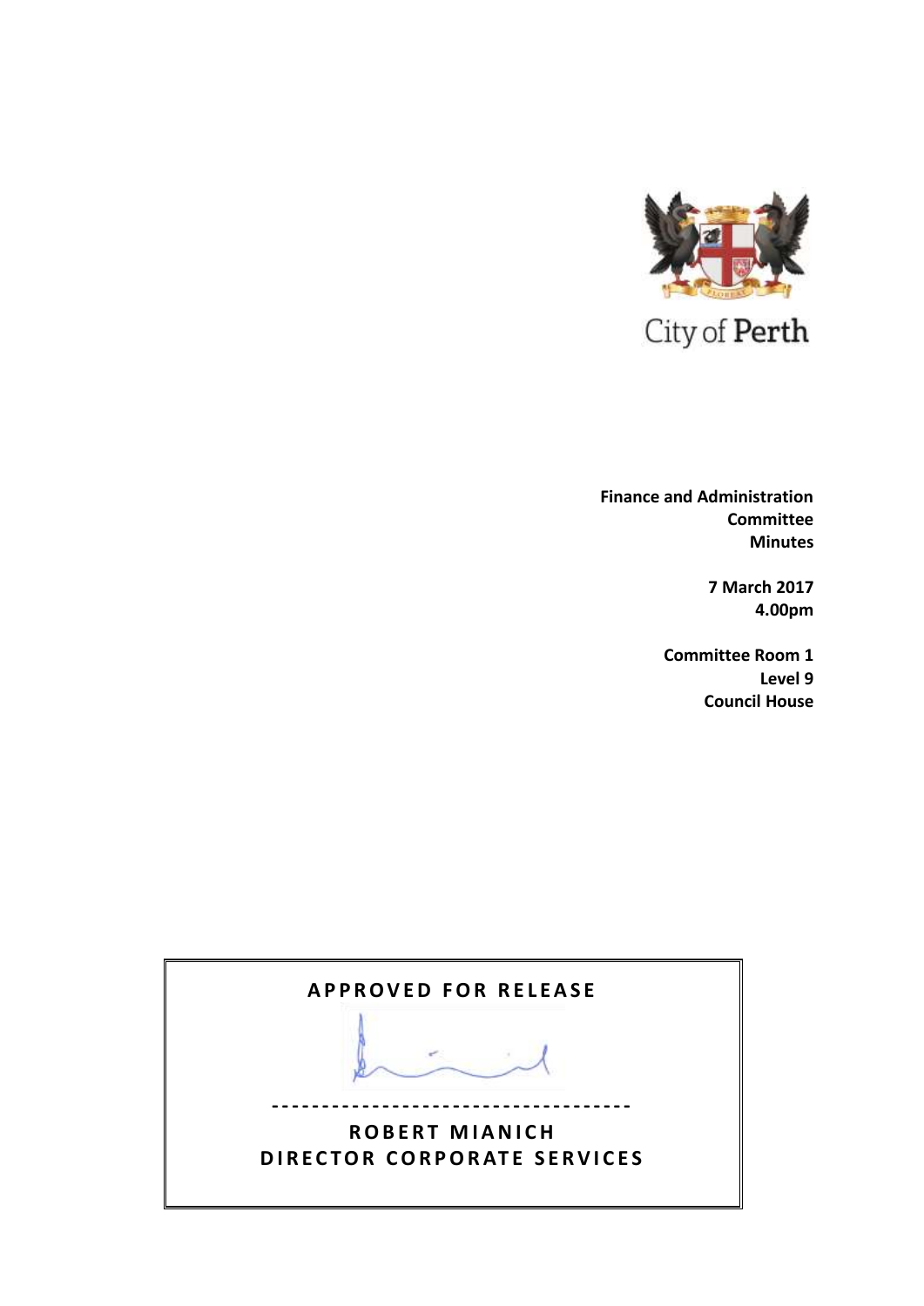City of Perth

**Finance and Administration Committee Minutes**

**7 March 2017**
**4.00pm**

**Committee Room 1**
**Level 9**
**Council House**

**APPROVED FOR RELEASE**

-----------------------------------

**ROBERT MIANICH**
**DIRECTOR CORPORATE SERVICES**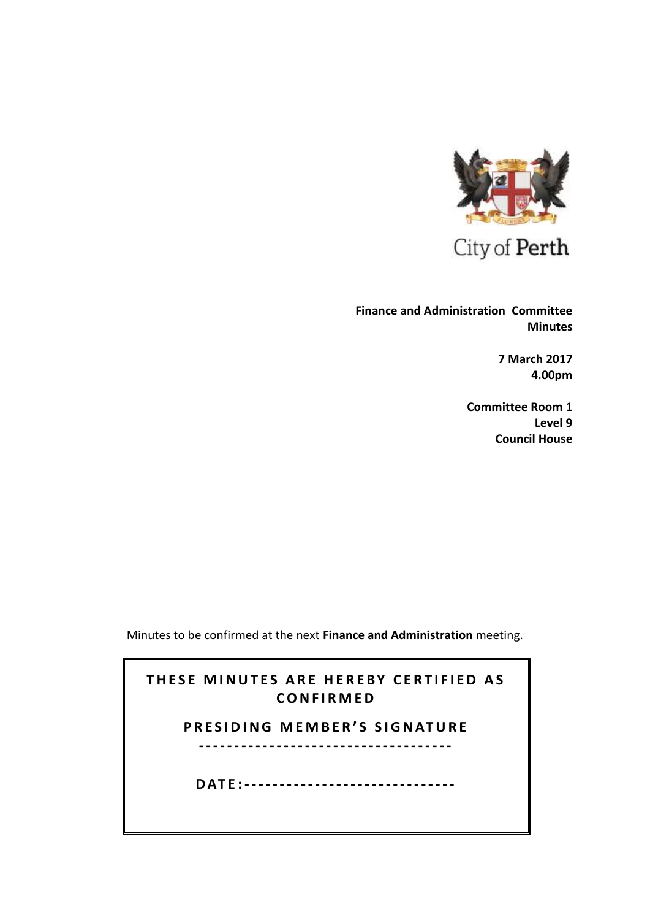City of Perth

**Finance and Administration Committee Minutes**

**7 March 2017**
**4.00pm**

**Committee Room 1**
**Level 9**
**Council House**

Minutes to be confirmed at the next **Finance and Administration** meeting.

**THESE MINUTES ARE HEREBY CERTIFIED AS CONFIRMED**

**PRESIDING MEMBER'S SIGNATURE**

-----------------------------------

**DATE:**------------------------------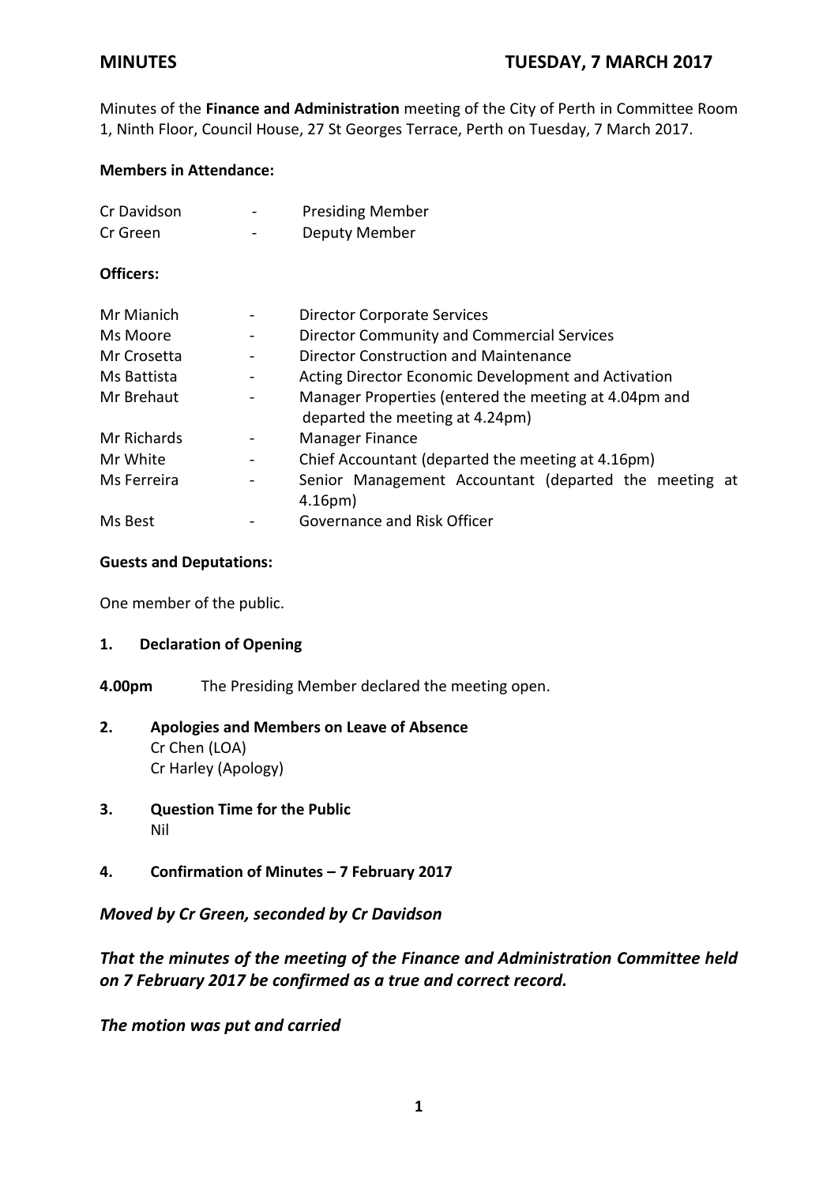# MINUTES

**TUESDAY, 7 MARCH 2017**

Minutes of the **Finance and Administration** meeting of the City of Perth in Committee Room 1, Ninth Floor, Council House, 27 St Georges Terrace, Perth on Tuesday, 7 March 2017.

**Members in Attendance:**

| | | |
|---|---|---|
| Cr Davidson | - | Presiding Member |
| Cr Green | - | Deputy Member |

**Officers:**

| | | |
|---|---|---|
| Mr Mianich | - | Director Corporate Services |
| Ms Moore | - | Director Community and Commercial Services |
| Mr Crosetta | - | Director Construction and Maintenance |
| Ms Battista | - | Acting Director Economic Development and Activation |
| Mr Brehaut | - | Manager Properties (entered the meeting at 4.04pm and departed the meeting at 4.24pm) |
| Mr Richards | - | Manager Finance |
| Mr White | - | Chief Accountant (departed the meeting at 4.16pm) |
| Ms Ferreira | - | Senior Management Accountant (departed the meeting at 4.16pm) |
| Ms Best | - | Governance and Risk Officer |

**Guests and Deputations:**

One member of the public.

**1. Declaration of Opening**

**4.00pm** The Presiding Member declared the meeting open.

**2. Apologies and Members on Leave of Absence**

Cr Chen (LOA)
Cr Harley (Apology)

**3. Question Time for the Public**

Nil

**4. Confirmation of Minutes – 7 February 2017**

***Moved by Cr Green, seconded by Cr Davidson***

***That the minutes of the meeting of the Finance and Administration Committee held on 7 February 2017 be confirmed as a true and correct record.***

***The motion was put and carried***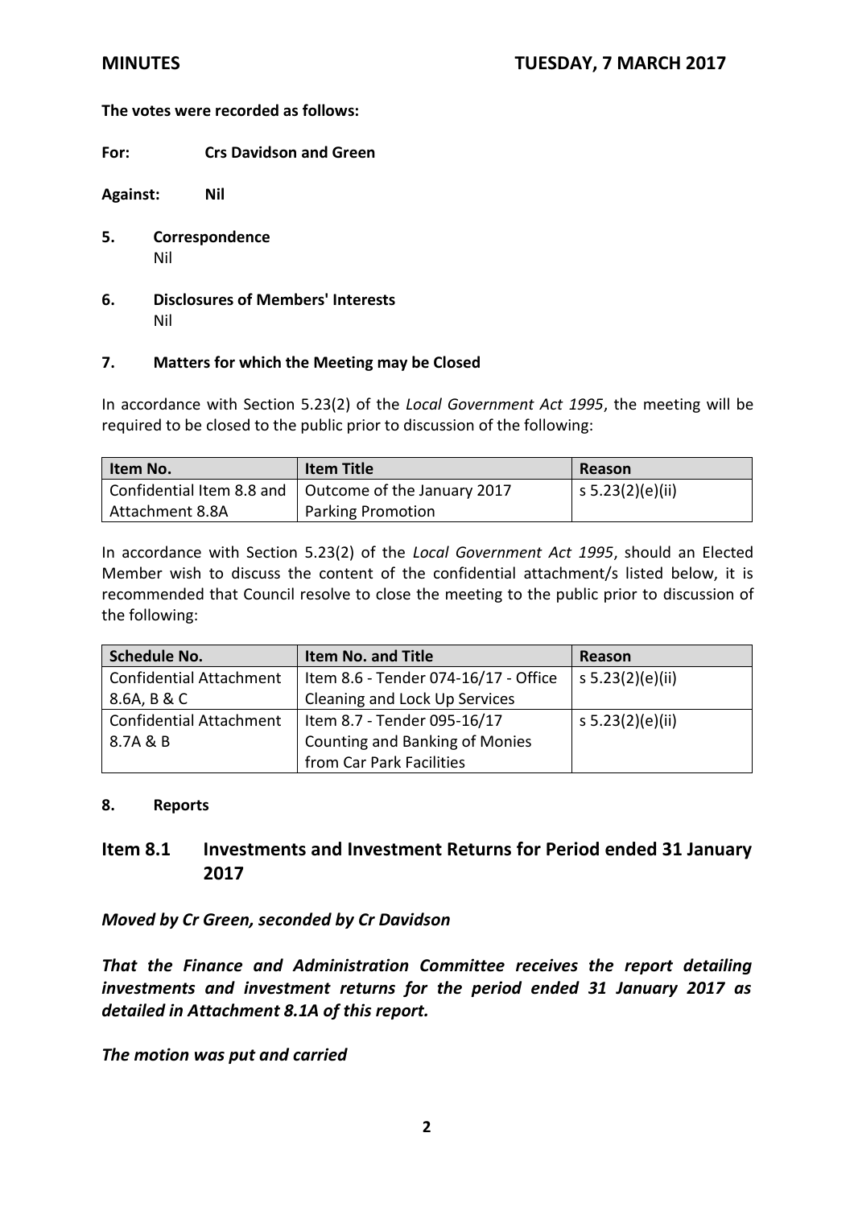**The votes were recorded as follows:**

**For:** **Crs Davidson and Green**

**Against:** **Nil**

## 5. Correspondence

Nil

## 6. Disclosures of Members' Interests

Nil

## 7. Matters for which the Meeting may be Closed

In accordance with Section 5.23(2) of the *Local Government Act 1995*, the meeting will be required to be closed to the public prior to discussion of the following:

| Item No. | Item Title | Reason |
|---|---|---|
| Confidential Item 8.8 and Attachment 8.8A | Outcome of the January 2017 Parking Promotion | s 5.23(2)(e)(ii) |

In accordance with Section 5.23(2) of the *Local Government Act 1995*, should an Elected Member wish to discuss the content of the confidential attachment/s listed below, it is recommended that Council resolve to close the meeting to the public prior to discussion of the following:

| Schedule No. | Item No. and Title | Reason |
|---|---|---|
| Confidential Attachment 8.6A, B & C | Item 8.6 - Tender 074-16/17 - Office Cleaning and Lock Up Services | s 5.23(2)(e)(ii) |
| Confidential Attachment 8.7A & B | Item 8.7 - Tender 095-16/17 Counting and Banking of Monies from Car Park Facilities | s 5.23(2)(e)(ii) |

## 8. Reports

## Item 8.1 Investments and Investment Returns for Period ended 31 January 2017

***Moved by Cr Green, seconded by Cr Davidson***

***That the Finance and Administration Committee receives the report detailing investments and investment returns for the period ended 31 January 2017 as detailed in Attachment 8.1A of this report.***

***The motion was put and carried***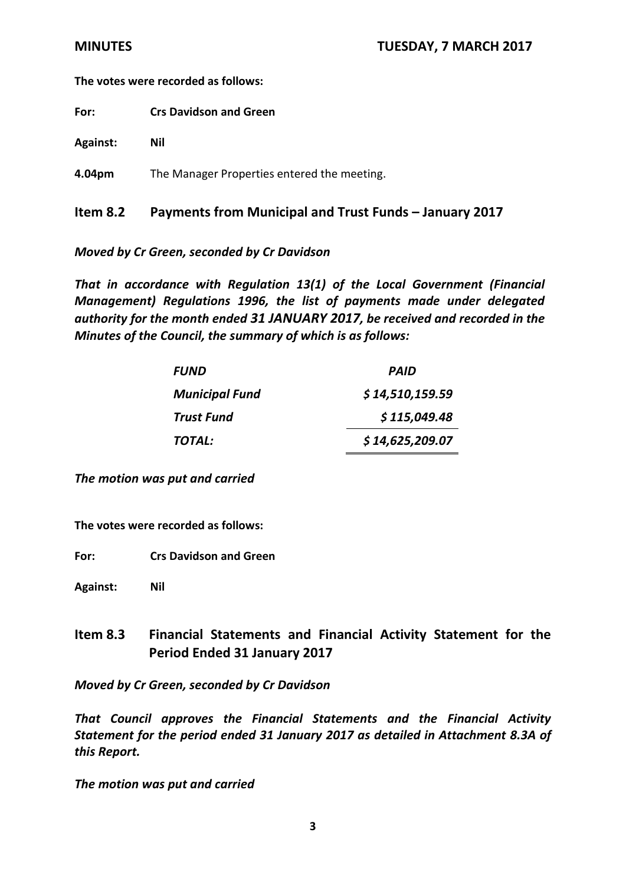**The votes were recorded as follows:**

**For:** **Crs Davidson and Green**

**Against:** **Nil**

**4.04pm** The Manager Properties entered the meeting.

## Item 8.2 Payments from Municipal and Trust Funds – January 2017

***Moved by Cr Green, seconded by Cr Davidson***

***That in accordance with Regulation 13(1) of the Local Government (Financial Management) Regulations 1996, the list of payments made under delegated authority for the month ended 31 JANUARY 2017, be received and recorded in the Minutes of the Council, the summary of which is as follows:***

| ***FUND*** | ***PAID*** |
|---|---|
| ***Municipal Fund*** | ***$ 14,510,159.59*** |
| ***Trust Fund*** | ***$ 115,049.48*** |
| ***TOTAL:*** | ***$ 14,625,209.07*** |

***The motion was put and carried***

**The votes were recorded as follows:**

**For:** **Crs Davidson and Green**

**Against:** **Nil**

## Item 8.3 Financial Statements and Financial Activity Statement for the Period Ended 31 January 2017

***Moved by Cr Green, seconded by Cr Davidson***

***That Council approves the Financial Statements and the Financial Activity Statement for the period ended 31 January 2017 as detailed in Attachment 8.3A of this Report.***

***The motion was put and carried***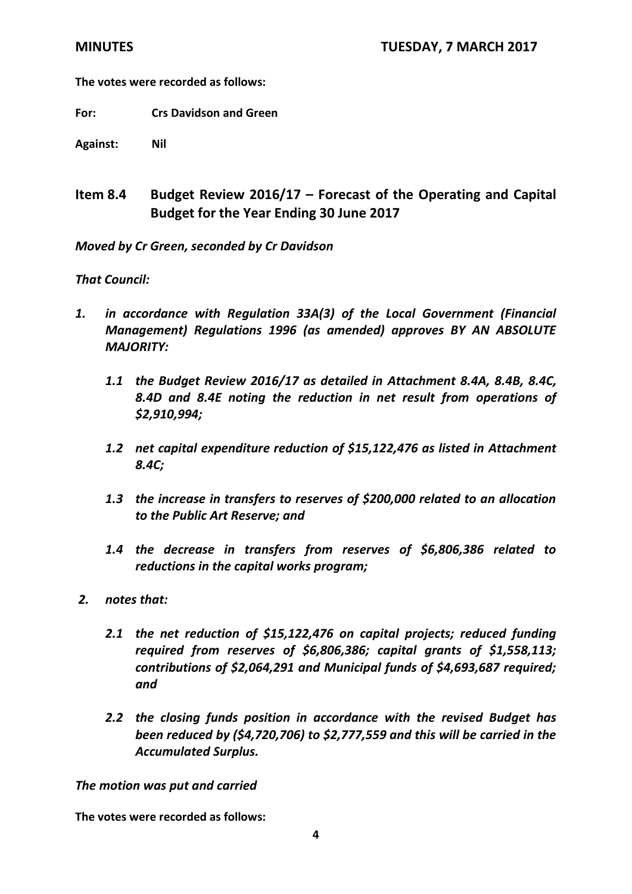**The votes were recorded as follows:**

**For:** **Crs Davidson and Green**

**Against:** **Nil**

## Item 8.4 Budget Review 2016/17 – Forecast of the Operating and Capital Budget for the Year Ending 30 June 2017

***Moved by Cr Green, seconded by Cr Davidson***

***That Council:***

1. *in accordance with Regulation 33A(3) of the Local Government (Financial Management) Regulations 1996 (as amended) approves BY AN ABSOLUTE MAJORITY:*

   1.1 *the Budget Review 2016/17 as detailed in Attachment 8.4A, 8.4B, 8.4C, 8.4D and 8.4E noting the reduction in net result from operations of $2,910,994;*

   1.2 *net capital expenditure reduction of $15,122,476 as listed in Attachment 8.4C;*

   1.3 *the increase in transfers to reserves of $200,000 related to an allocation to the Public Art Reserve; and*

   1.4 *the decrease in transfers from reserves of $6,806,386 related to reductions in the capital works program;*

2. *notes that:*

   2.1 *the net reduction of $15,122,476 on capital projects; reduced funding required from reserves of $6,806,386; capital grants of $1,558,113; contributions of $2,064,291 and Municipal funds of $4,693,687 required; and*

   2.2 *the closing funds position in accordance with the revised Budget has been reduced by ($4,720,706) to $2,777,559 and this will be carried in the Accumulated Surplus.*

***The motion was put and carried***

**The votes were recorded as follows:**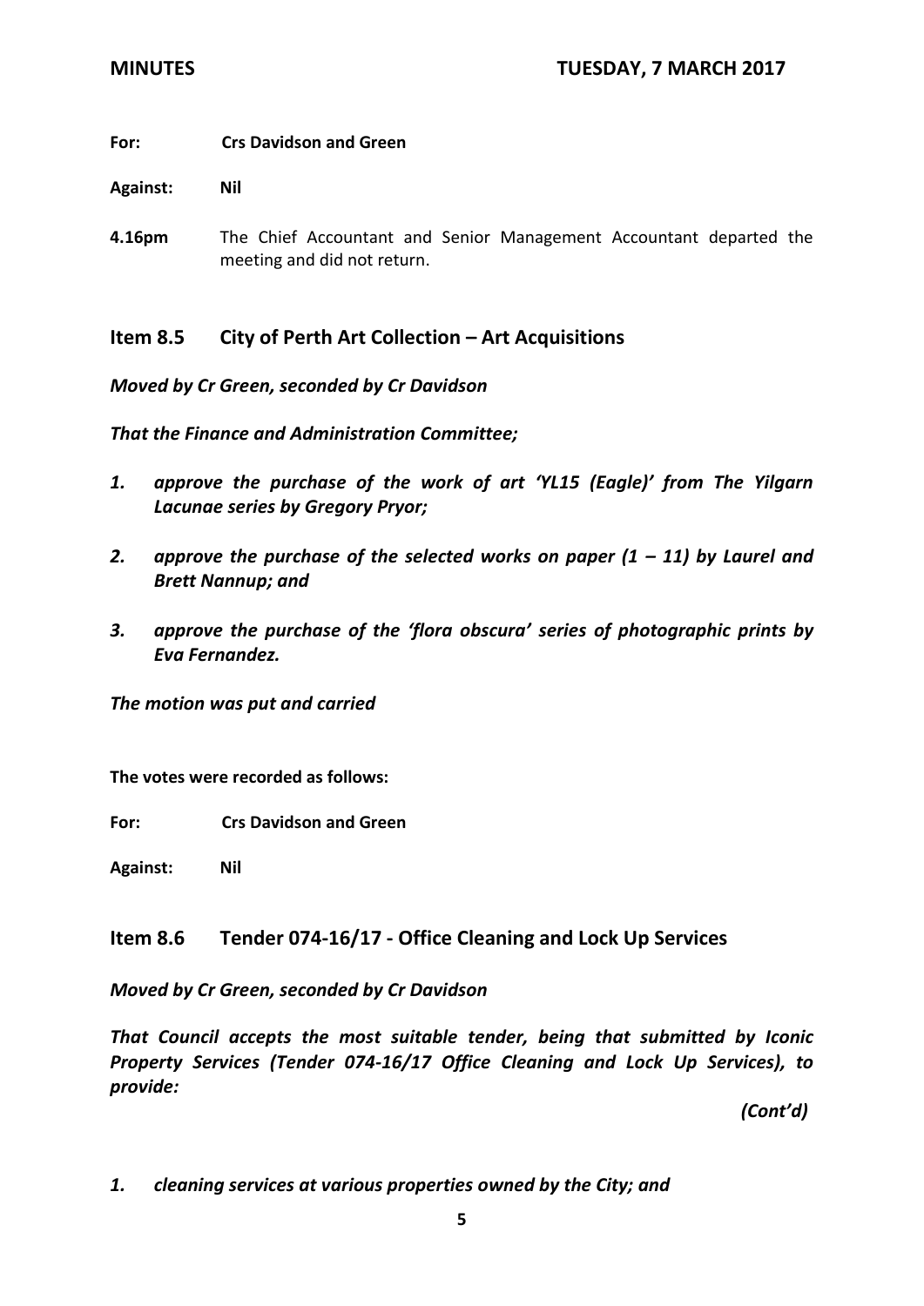**For:** **Crs Davidson and Green**

**Against:** **Nil**

**4.16pm** The Chief Accountant and Senior Management Accountant departed the meeting and did not return.

## Item 8.5 City of Perth Art Collection – Art Acquisitions

***Moved by Cr Green, seconded by Cr Davidson***

***That the Finance and Administration Committee;***

1. ***approve the purchase of the work of art 'YL15 (Eagle)' from The Yilgarn Lacunae series by Gregory Pryor;***
2. ***approve the purchase of the selected works on paper (1 – 11) by Laurel and Brett Nannup; and***
3. ***approve the purchase of the 'flora obscura' series of photographic prints by Eva Fernandez.***

***The motion was put and carried***

**The votes were recorded as follows:**

**For:** **Crs Davidson and Green**

**Against:** **Nil**

## Item 8.6 Tender 074-16/17 - Office Cleaning and Lock Up Services

***Moved by Cr Green, seconded by Cr Davidson***

***That Council accepts the most suitable tender, being that submitted by Iconic Property Services (Tender 074-16/17 Office Cleaning and Lock Up Services), to provide:***

***(Cont'd)***

1. ***cleaning services at various properties owned by the City; and***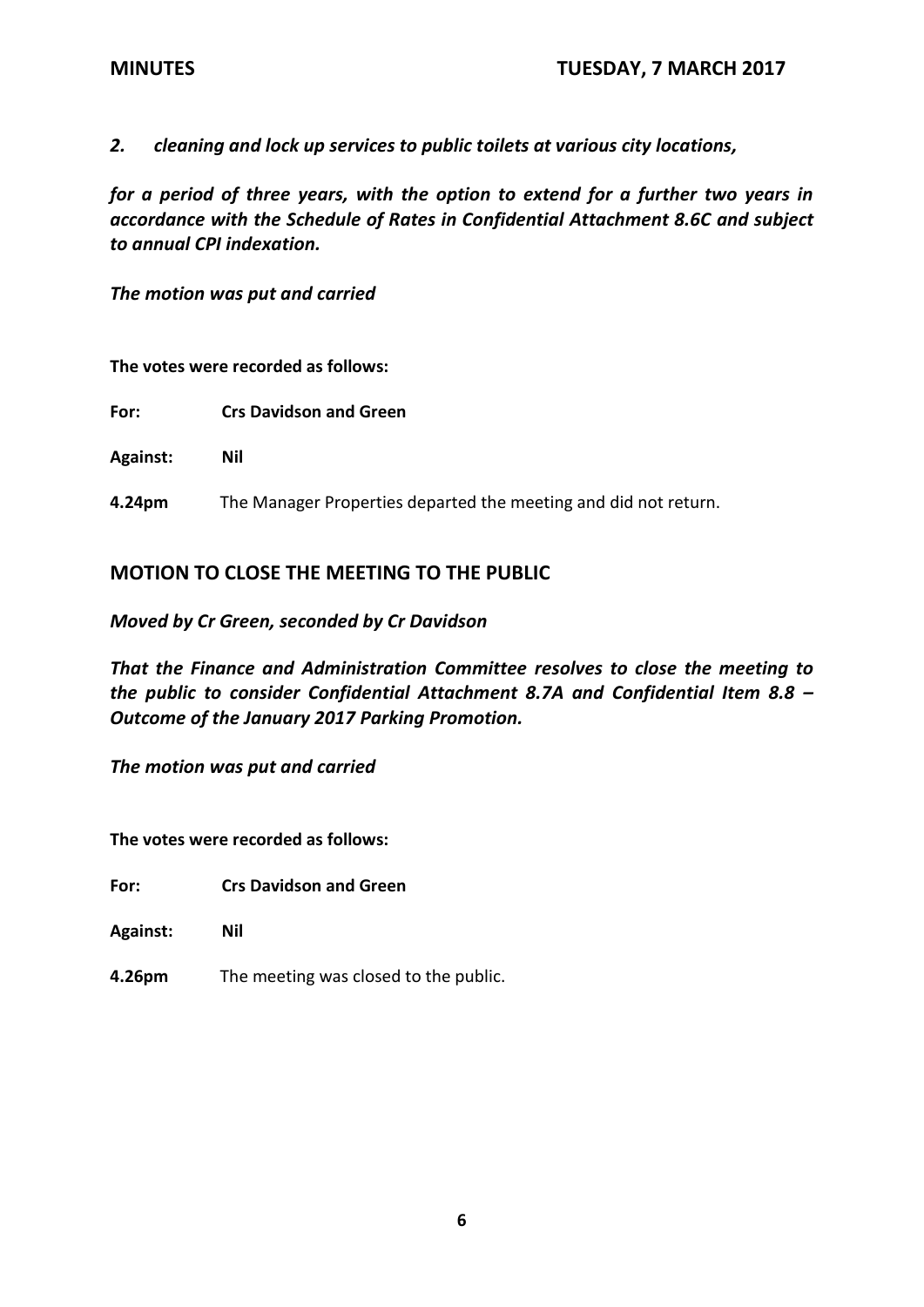*2. cleaning and lock up services to public toilets at various city locations,*

***for a period of three years, with the option to extend for a further two years in accordance with the Schedule of Rates in Confidential Attachment 8.6C and subject to annual CPI indexation.***

***The motion was put and carried***

**The votes were recorded as follows:**

**For:** **Crs Davidson and Green**

**Against:** **Nil**

**4.24pm** The Manager Properties departed the meeting and did not return.

## MOTION TO CLOSE THE MEETING TO THE PUBLIC

***Moved by Cr Green, seconded by Cr Davidson***

***That the Finance and Administration Committee resolves to close the meeting to the public to consider Confidential Attachment 8.7A and Confidential Item 8.8 – Outcome of the January 2017 Parking Promotion.***

***The motion was put and carried***

**The votes were recorded as follows:**

**For:** **Crs Davidson and Green**

**Against:** **Nil**

**4.26pm** The meeting was closed to the public.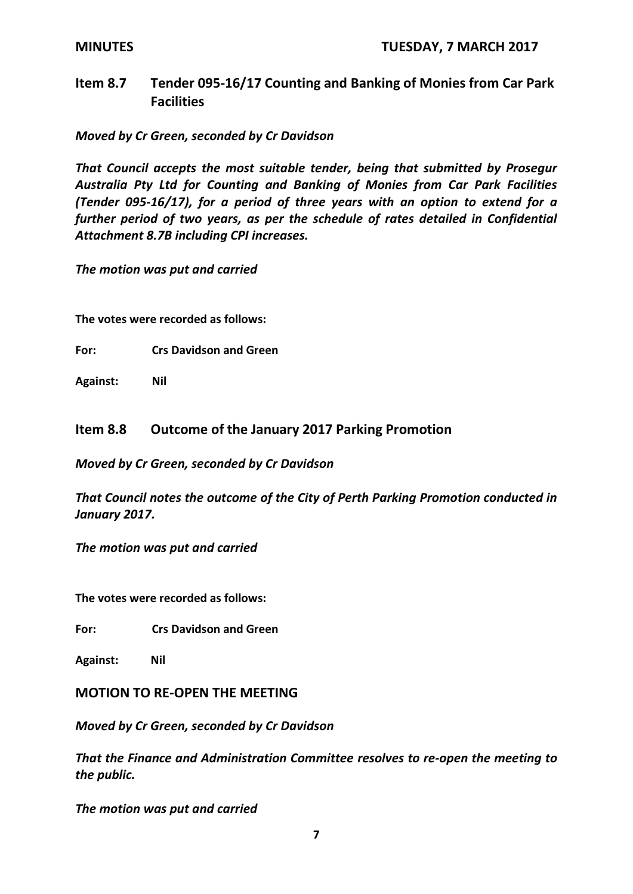## Item 8.7 Tender 095-16/17 Counting and Banking of Monies from Car Park Facilities

***Moved by Cr Green, seconded by Cr Davidson***

***That Council accepts the most suitable tender, being that submitted by Prosegur Australia Pty Ltd for Counting and Banking of Monies from Car Park Facilities (Tender 095-16/17), for a period of three years with an option to extend for a further period of two years, as per the schedule of rates detailed in Confidential Attachment 8.7B including CPI increases.***

***The motion was put and carried***

**The votes were recorded as follows:**

**For:** **Crs Davidson and Green**

**Against:** **Nil**

## Item 8.8 Outcome of the January 2017 Parking Promotion

***Moved by Cr Green, seconded by Cr Davidson***

***That Council notes the outcome of the City of Perth Parking Promotion conducted in January 2017.***

***The motion was put and carried***

**The votes were recorded as follows:**

**For:** **Crs Davidson and Green**

**Against:** **Nil**

## MOTION TO RE-OPEN THE MEETING

***Moved by Cr Green, seconded by Cr Davidson***

***That the Finance and Administration Committee resolves to re-open the meeting to the public.***

***The motion was put and carried***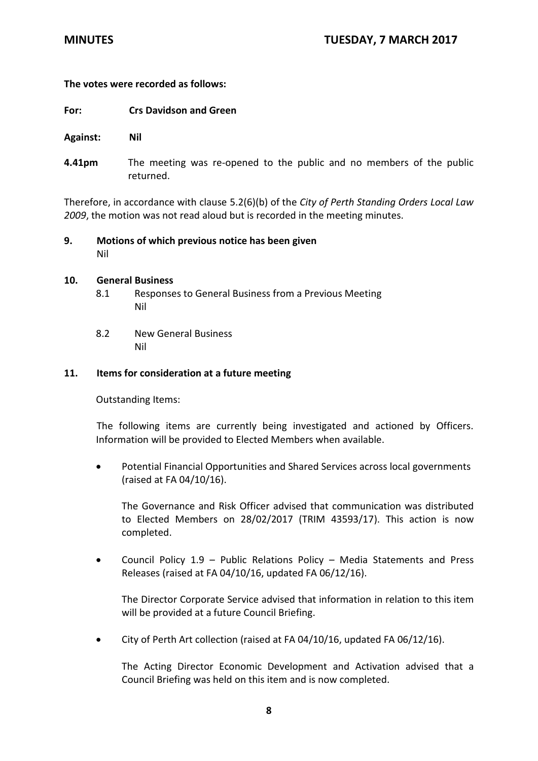**The votes were recorded as follows:**

**For:** **Crs Davidson and Green**

**Against:** **Nil**

**4.41pm** The meeting was re-opened to the public and no members of the public returned.

Therefore, in accordance with clause 5.2(6)(b) of the *City of Perth Standing Orders Local Law 2009*, the motion was not read aloud but is recorded in the meeting minutes.

## 9. Motions of which previous notice has been given

Nil

## 10. General Business

8.1 Responses to General Business from a Previous Meeting
Nil

8.2 New General Business
Nil

## 11. Items for consideration at a future meeting

Outstanding Items:

The following items are currently being investigated and actioned by Officers. Information will be provided to Elected Members when available.

- Potential Financial Opportunities and Shared Services across local governments (raised at FA 04/10/16).

  The Governance and Risk Officer advised that communication was distributed to Elected Members on 28/02/2017 (TRIM 43593/17). This action is now completed.

- Council Policy 1.9 – Public Relations Policy – Media Statements and Press Releases (raised at FA 04/10/16, updated FA 06/12/16).

  The Director Corporate Service advised that information in relation to this item will be provided at a future Council Briefing.

- City of Perth Art collection (raised at FA 04/10/16, updated FA 06/12/16).

  The Acting Director Economic Development and Activation advised that a Council Briefing was held on this item and is now completed.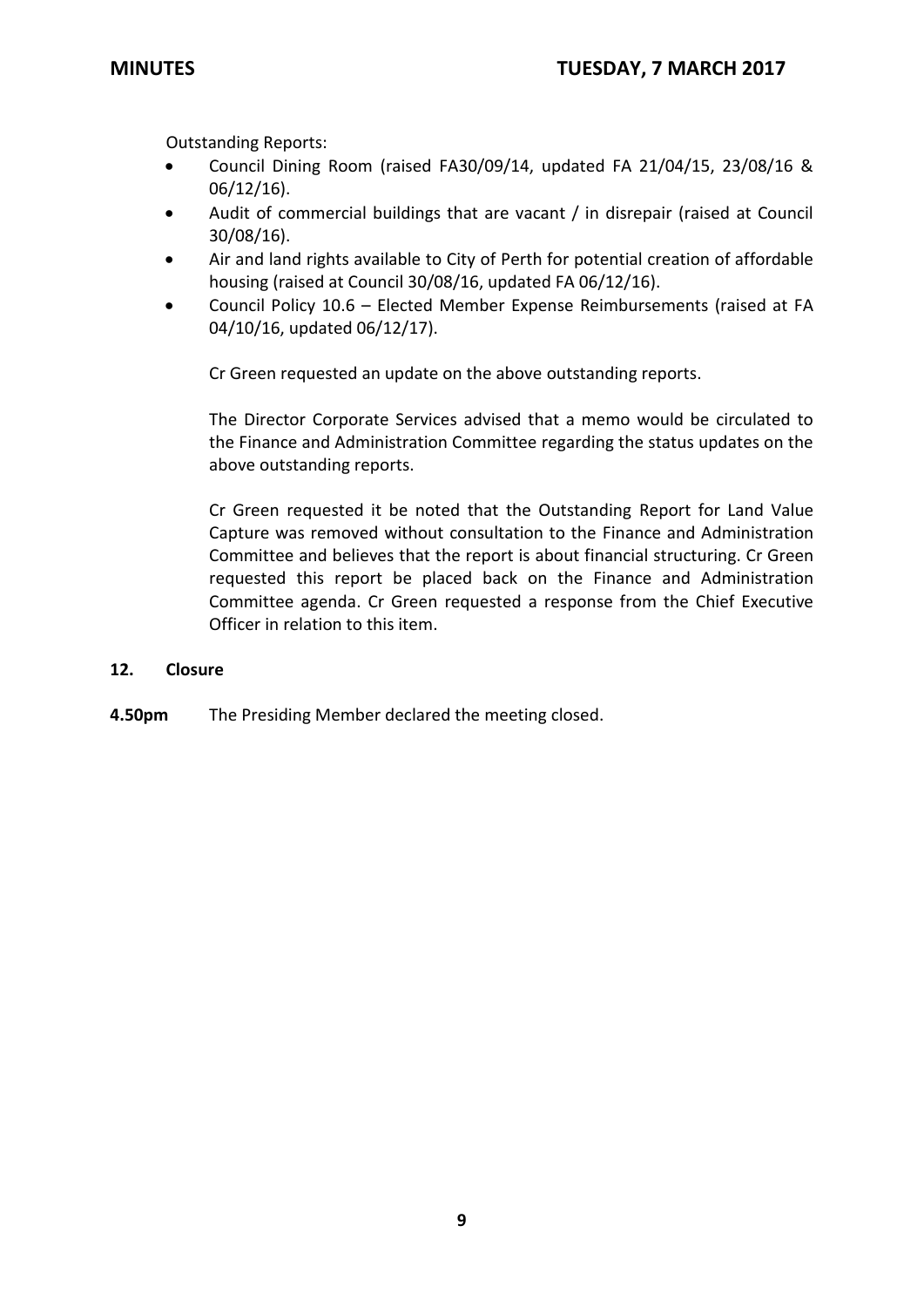Outstanding Reports:

- Council Dining Room (raised FA30/09/14, updated FA 21/04/15, 23/08/16 & 06/12/16).
- Audit of commercial buildings that are vacant / in disrepair (raised at Council 30/08/16).
- Air and land rights available to City of Perth for potential creation of affordable housing (raised at Council 30/08/16, updated FA 06/12/16).
- Council Policy 10.6 – Elected Member Expense Reimbursements (raised at FA 04/10/16, updated 06/12/17).

Cr Green requested an update on the above outstanding reports.

The Director Corporate Services advised that a memo would be circulated to the Finance and Administration Committee regarding the status updates on the above outstanding reports.

Cr Green requested it be noted that the Outstanding Report for Land Value Capture was removed without consultation to the Finance and Administration Committee and believes that the report is about financial structuring. Cr Green requested this report be placed back on the Finance and Administration Committee agenda. Cr Green requested a response from the Chief Executive Officer in relation to this item.

## 12. Closure

**4.50pm** The Presiding Member declared the meeting closed.